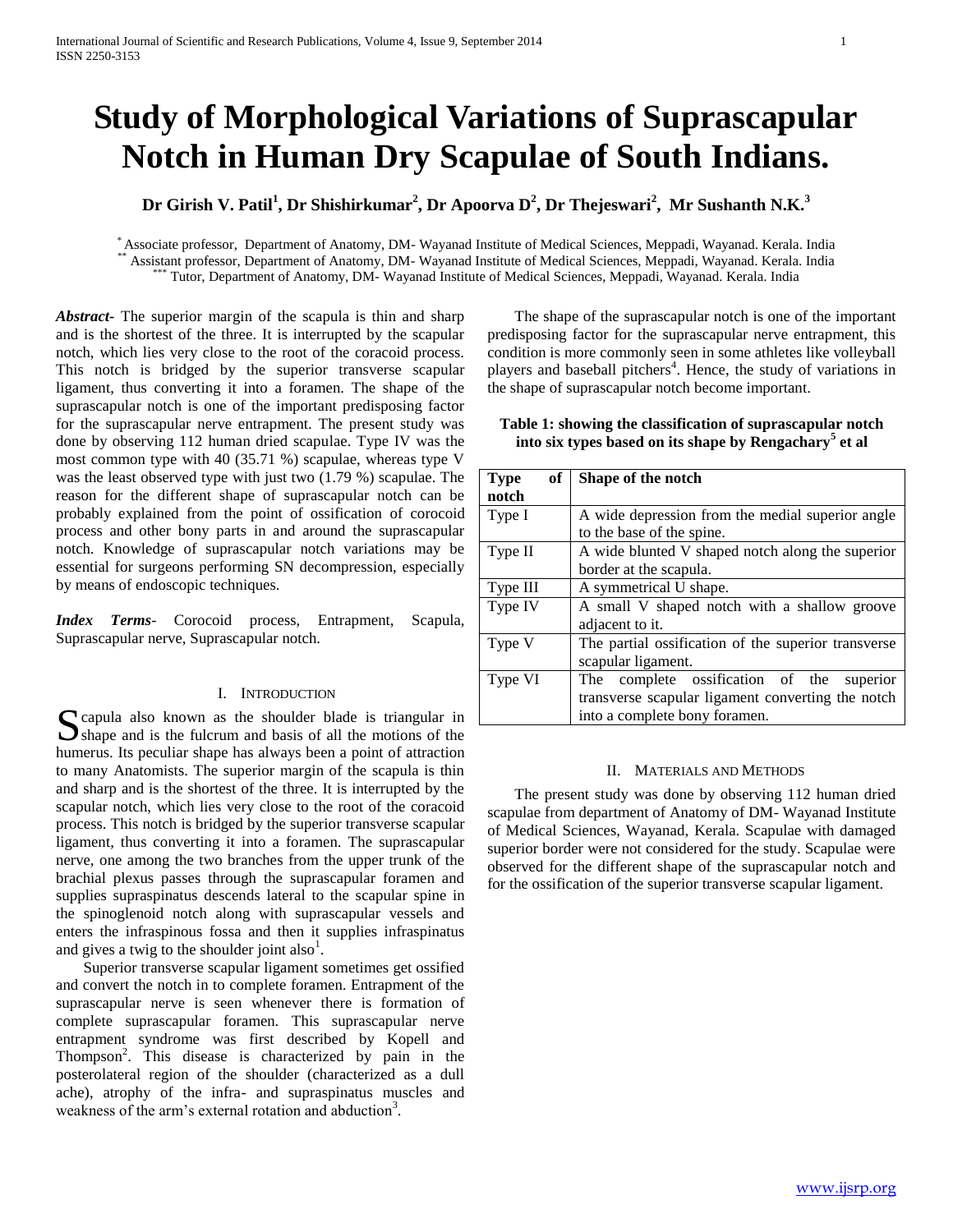# Study of Morphological Variations of Suprascapular Notch in Human Dry Scapulae of South Indians.

**Dr Girish V. Patil[1], Dr Shishirkumar[2], Dr Apoorva D[2], Dr Thejeswari[2], Mr Sushanth N.K.[3]**

[*] Associate professor, Department of Anatomy, DM- Wayanad Institute of Medical Sciences, Meppadi, Wayanad. Kerala. India
[**] Assistant professor, Department of Anatomy, DM- Wayanad Institute of Medical Sciences, Meppadi, Wayanad. Kerala. India
[***] Tutor, Department of Anatomy, DM- Wayanad Institute of Medical Sciences, Meppadi, Wayanad. Kerala. India

***Abstract-*** The superior margin of the scapula is thin and sharp and is the shortest of the three. It is interrupted by the scapular notch, which lies very close to the root of the coracoid process. This notch is bridged by the superior transverse scapular ligament, thus converting it into a foramen. The shape of the suprascapular notch is one of the important predisposing factor for the suprascapular nerve entrapment. The present study was done by observing 112 human dried scapulae. Type IV was the most common type with 40 (35.71 %) scapulae, whereas type V was the least observed type with just two (1.79 %) scapulae. The reason for the different shape of suprascapular notch can be probably explained from the point of ossification of corocoid process and other bony parts in and around the suprascapular notch. Knowledge of suprascapular notch variations may be essential for surgeons performing SN decompression, especially by means of endoscopic techniques.

***Index Terms*-** Corocoid process, Entrapment, Scapula, Suprascapular nerve, Suprascapular notch.

## I. Introduction

Scapula also known as the shoulder blade is triangular in shape and is the fulcrum and basis of all the motions of the humerus. Its peculiar shape has always been a point of attraction to many Anatomists. The superior margin of the scapula is thin and sharp and is the shortest of the three. It is interrupted by the scapular notch, which lies very close to the root of the coracoid process. This notch is bridged by the superior transverse scapular ligament, thus converting it into a foramen. The suprascapular nerve, one among the two branches from the upper trunk of the brachial plexus passes through the suprascapular foramen and supplies supraspinatus descends lateral to the scapular spine in the spinoglenoid notch along with suprascapular vessels and enters the infraspinous fossa and then it supplies infraspinatus and gives a twig to the shoulder joint also[1].

Superior transverse scapular ligament sometimes get ossified and convert the notch in to complete foramen. Entrapment of the suprascapular nerve is seen whenever there is formation of complete suprascapular foramen. This suprascapular nerve entrapment syndrome was first described by Kopell and Thompson[2]. This disease is characterized by pain in the posterolateral region of the shoulder (characterized as a dull ache), atrophy of the infra- and supraspinatus muscles and weakness of the arm's external rotation and abduction[3].

The shape of the suprascapular notch is one of the important predisposing factor for the suprascapular nerve entrapment, this condition is more commonly seen in some athletes like volleyball players and baseball pitchers[4]. Hence, the study of variations in the shape of suprascapular notch become important.

**Table 1: showing the classification of suprascapular notch into six types based on its shape by Rengachary[5] et al**

| Type of notch | Shape of the notch |
|---|---|
| Type I | A wide depression from the medial superior angle to the base of the spine. |
| Type II | A wide blunted V shaped notch along the superior border at the scapula. |
| Type III | A symmetrical U shape. |
| Type IV | A small V shaped notch with a shallow groove adjacent to it. |
| Type V | The partial ossification of the superior transverse scapular ligament. |
| Type VI | The complete ossification of the superior transverse scapular ligament converting the notch into a complete bony foramen. |

## II. Materials and Methods

The present study was done by observing 112 human dried scapulae from department of Anatomy of DM- Wayanad Institute of Medical Sciences, Wayanad, Kerala. Scapulae with damaged superior border were not considered for the study. Scapulae were observed for the different shape of the suprascapular notch and for the ossification of the superior transverse scapular ligament.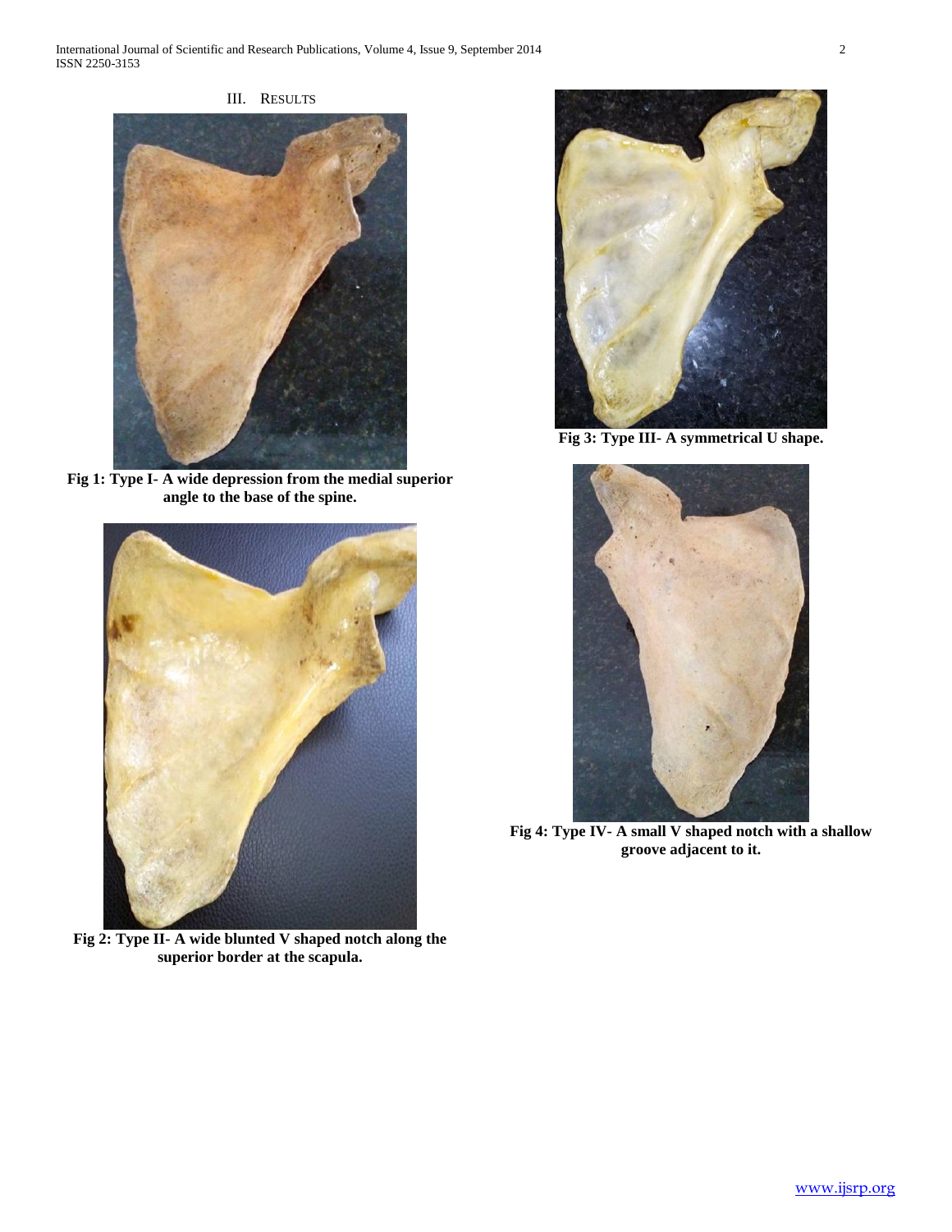## III. Results

**Fig 1: Type I- A wide depression from the medial superior angle to the base of the spine.**

**Fig 2: Type II- A wide blunted V shaped notch along the superior border at the scapula.**

**Fig 3: Type III- A symmetrical U shape.**

**Fig 4: Type IV- A small V shaped notch with a shallow groove adjacent to it.**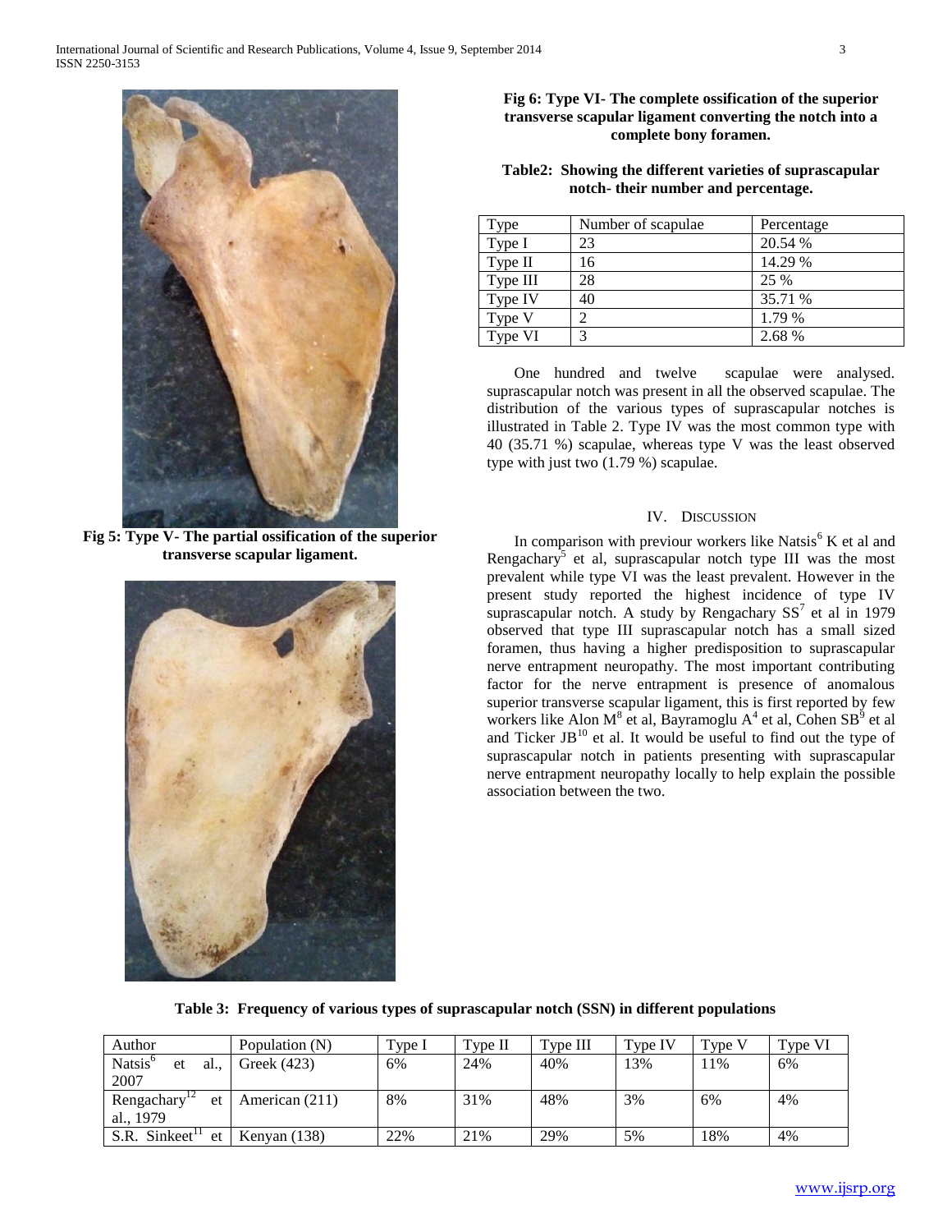Fig 5: Type V- The partial ossification of the superior transverse scapular ligament.

**Fig 6: Type VI- The complete ossification of the superior transverse scapular ligament converting the notch into a complete bony foramen.**

**Table2: Showing the different varieties of suprascapular notch- their number and percentage.**

| Type | Number of scapulae | Percentage |
|---|---|---|
| Type I | 23 | 20.54 % |
| Type II | 16 | 14.29 % |
| Type III | 28 | 25 % |
| Type IV | 40 | 35.71 % |
| Type V | 2 | 1.79 % |
| Type VI | 3 | 2.68 % |

One hundred and twelve scapulae were analysed. suprascapular notch was present in all the observed scapulae. The distribution of the various types of suprascapular notches is illustrated in Table 2. Type IV was the most common type with 40 (35.71 %) scapulae, whereas type V was the least observed type with just two (1.79 %) scapulae.

## IV. Discussion

In comparison with previour workers like Natsis[6] K et al and Rengachary[5] et al, suprascapular notch type III was the most prevalent while type VI was the least prevalent. However in the present study reported the highest incidence of type IV suprascapular notch. A study by Rengachary SS[7] et al in 1979 observed that type III suprascapular notch has a small sized foramen, thus having a higher predisposition to suprascapular nerve entrapment neuropathy. The most important contributing factor for the nerve entrapment is presence of anomalous superior transverse scapular ligament, this is first reported by few workers like Alon M[8] et al, Bayramoglu A[4] et al, Cohen SB[9] et al and Ticker JB[10] et al. It would be useful to find out the type of suprascapular notch in patients presenting with suprascapular nerve entrapment neuropathy locally to help explain the possible association between the two.

**Table 3: Frequency of various types of suprascapular notch (SSN) in different populations**

| Author | Population (N) | Type I | Type II | Type III | Type IV | Type V | Type VI |
|---|---|---|---|---|---|---|---|
| Natsis[6] et al., 2007 | Greek (423) | 6% | 24% | 40% | 13% | 11% | 6% |
| Rengachary[12] et al., 1979 | American (211) | 8% | 31% | 48% | 3% | 6% | 4% |
| S.R. Sinkeet[11] et | Kenyan (138) | 22% | 21% | 29% | 5% | 18% | 4% |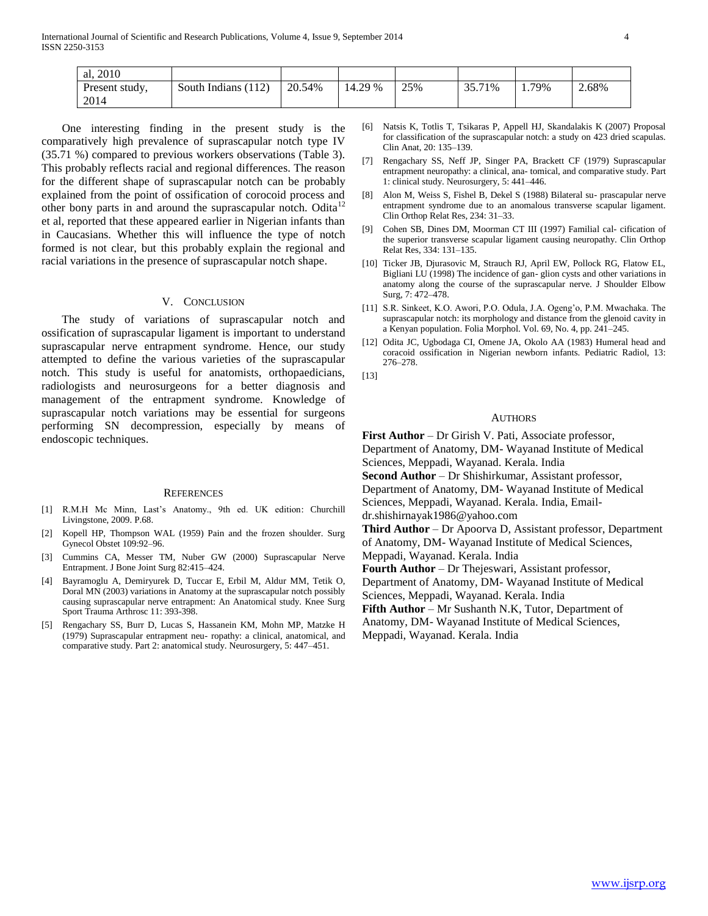| | | | | | | | |
|---|---|---|---|---|---|---|---|
| al, 2010 | | | | | | | |
| Present study, 2014 | South Indians (112) | 20.54% | 14.29 % | 25% | 35.71% | 1.79% | 2.68% |

One interesting finding in the present study is the comparatively high prevalence of suprascapular notch type IV (35.71 %) compared to previous workers observations (Table 3). This probably reflects racial and regional differences. The reason for the different shape of suprascapular notch can be probably explained from the point of ossification of corocoid process and other bony parts in and around the suprascapular notch. Odita[12] et al, reported that these appeared earlier in Nigerian infants than in Caucasians. Whether this will influence the type of notch formed is not clear, but this probably explain the regional and racial variations in the presence of suprascapular notch shape.

## V. Conclusion

The study of variations of suprascapular notch and ossification of suprascapular ligament is important to understand suprascapular nerve entrapment syndrome. Hence, our study attempted to define the various varieties of the suprascapular notch. This study is useful for anatomists, orthopaedicians, radiologists and neurosurgeons for a better diagnosis and management of the entrapment syndrome. Knowledge of suprascapular notch variations may be essential for surgeons performing SN decompression, especially by means of endoscopic techniques.

## References

[1] R.M.H Mc Minn, Last's Anatomy., 9th ed. UK edition: Churchill Livingstone, 2009. P.68.

[2] Kopell HP, Thompson WAL (1959) Pain and the frozen shoulder. Surg Gynecol Obstet 109:92–96.

[3] Cummins CA, Messer TM, Nuber GW (2000) Suprascapular Nerve Entrapment. J Bone Joint Surg 82:415–424.

[4] Bayramoglu A, Demiryurek D, Tuccar E, Erbil M, Aldur MM, Tetik O, Doral MN (2003) variations in Anatomy at the suprascapular notch possibly causing suprascapular nerve entrapment: An Anatomical study. Knee Surg Sport Trauma Arthrosc 11: 393-398.

[5] Rengachary SS, Burr D, Lucas S, Hassanein KM, Mohn MP, Matzke H (1979) Suprascapular entrapment neu- ropathy: a clinical, anatomical, and comparative study. Part 2: anatomical study. Neurosurgery, 5: 447–451.

[6] Natsis K, Totlis T, Tsikaras P, Appell HJ, Skandalakis K (2007) Proposal for classification of the suprascapular notch: a study on 423 dried scapulas. Clin Anat, 20: 135–139.

[7] Rengachary SS, Neff JP, Singer PA, Brackett CF (1979) Suprascapular entrapment neuropathy: a clinical, ana- tomical, and comparative study. Part 1: clinical study. Neurosurgery, 5: 441–446.

[8] Alon M, Weiss S, Fishel B, Dekel S (1988) Bilateral su- prascapular nerve entrapment syndrome due to an anomalous transverse scapular ligament. Clin Orthop Relat Res, 234: 31–33.

[9] Cohen SB, Dines DM, Moorman CT III (1997) Familial cal- cification of the superior transverse scapular ligament causing neuropathy. Clin Orthop Relat Res, 334: 131–135.

[10] Ticker JB, Djurasovic M, Strauch RJ, April EW, Pollock RG, Flatow EL, Bigliani LU (1998) The incidence of gan- glion cysts and other variations in anatomy along the course of the suprascapular nerve. J Shoulder Elbow Surg, 7: 472–478.

[11] S.R. Sinkeet, K.O. Awori, P.O. Odula, J.A. Ogeng'o, P.M. Mwachaka. The suprascapular notch: its morphology and distance from the glenoid cavity in a Kenyan population. Folia Morphol. Vol. 69, No. 4, pp. 241–245.

[12] Odita JC, Ugbodaga CI, Omene JA, Okolo AA (1983) Humeral head and coracoid ossification in Nigerian newborn infants. Pediatric Radiol, 13: 276–278.

[13]

## Authors

**First Author** – Dr Girish V. Pati, Associate professor, Department of Anatomy, DM- Wayanad Institute of Medical Sciences, Meppadi, Wayanad. Kerala. India

**Second Author** – Dr Shishirkumar, Assistant professor, Department of Anatomy, DM- Wayanad Institute of Medical Sciences, Meppadi, Wayanad. Kerala. India, Email-dr.shishirnayak1986@yahoo.com

**Third Author** – Dr Apoorva D, Assistant professor, Department of Anatomy, DM- Wayanad Institute of Medical Sciences, Meppadi, Wayanad. Kerala. India

**Fourth Author** – Dr Thejeswari, Assistant professor, Department of Anatomy, DM- Wayanad Institute of Medical Sciences, Meppadi, Wayanad. Kerala. India

**Fifth Author** – Mr Sushanth N.K, Tutor, Department of Anatomy, DM- Wayanad Institute of Medical Sciences, Meppadi, Wayanad. Kerala. India